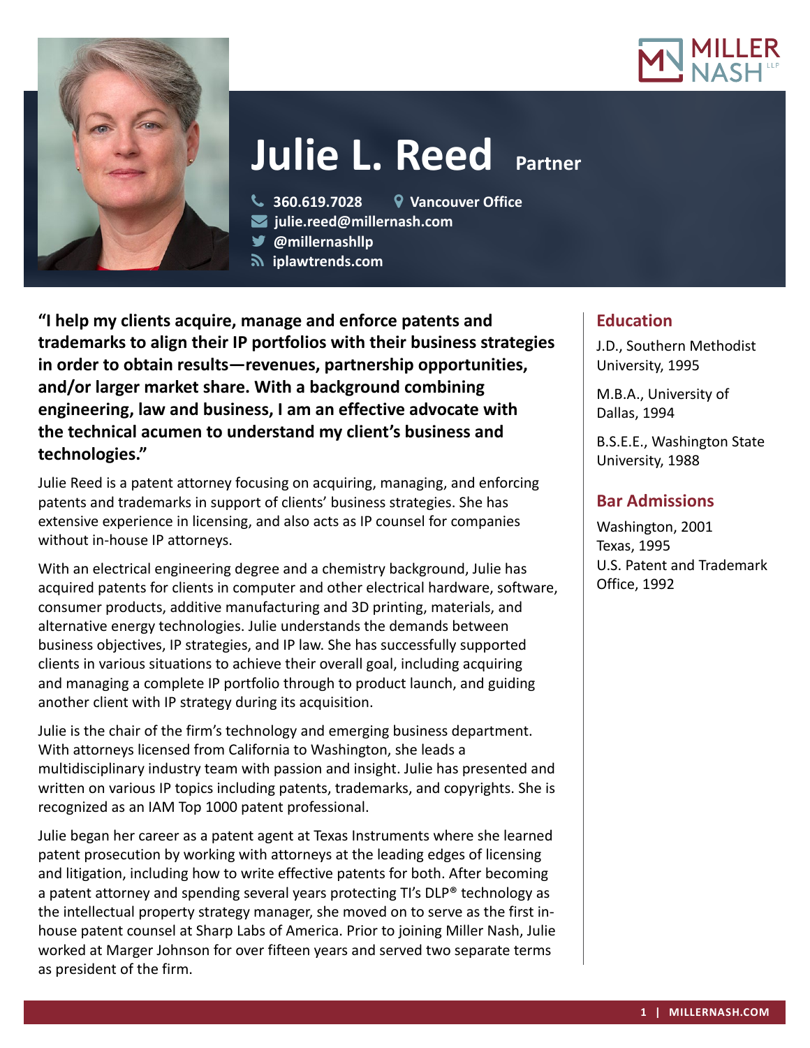# Julie L. Reed Partner

360.619.7028 | Vancouver Office

julie.reed@millernash.com

@millernashllp

iplawtrends.com

**"I help my clients acquire, manage and enforce patents and trademarks to align their IP portfolios with their business strategies in order to obtain results—revenues, partnership opportunities, and/or larger market share. With a background combining engineering, law and business, I am an effective advocate with the technical acumen to understand my client's business and technologies."**

Julie Reed is a patent attorney focusing on acquiring, managing, and enforcing patents and trademarks in support of clients' business strategies. She has extensive experience in licensing, and also acts as IP counsel for companies without in-house IP attorneys.

With an electrical engineering degree and a chemistry background, Julie has acquired patents for clients in computer and other electrical hardware, software, consumer products, additive manufacturing and 3D printing, materials, and alternative energy technologies. Julie understands the demands between business objectives, IP strategies, and IP law. She has successfully supported clients in various situations to achieve their overall goal, including acquiring and managing a complete IP portfolio through to product launch, and guiding another client with IP strategy during its acquisition.

Julie is the chair of the firm's technology and emerging business department. With attorneys licensed from California to Washington, she leads a multidisciplinary industry team with passion and insight. Julie has presented and written on various IP topics including patents, trademarks, and copyrights. She is recognized as an IAM Top 1000 patent professional.

Julie began her career as a patent agent at Texas Instruments where she learned patent prosecution by working with attorneys at the leading edges of licensing and litigation, including how to write effective patents for both. After becoming a patent attorney and spending several years protecting TI's DLP® technology as the intellectual property strategy manager, she moved on to serve as the first in-house patent counsel at Sharp Labs of America. Prior to joining Miller Nash, Julie worked at Marger Johnson for over fifteen years and served two separate terms as president of the firm.

## Education

J.D., Southern Methodist University, 1995

M.B.A., University of Dallas, 1994

B.S.E.E., Washington State University, 1988

## Bar Admissions

Washington, 2001
Texas, 1995
U.S. Patent and Trademark Office, 1992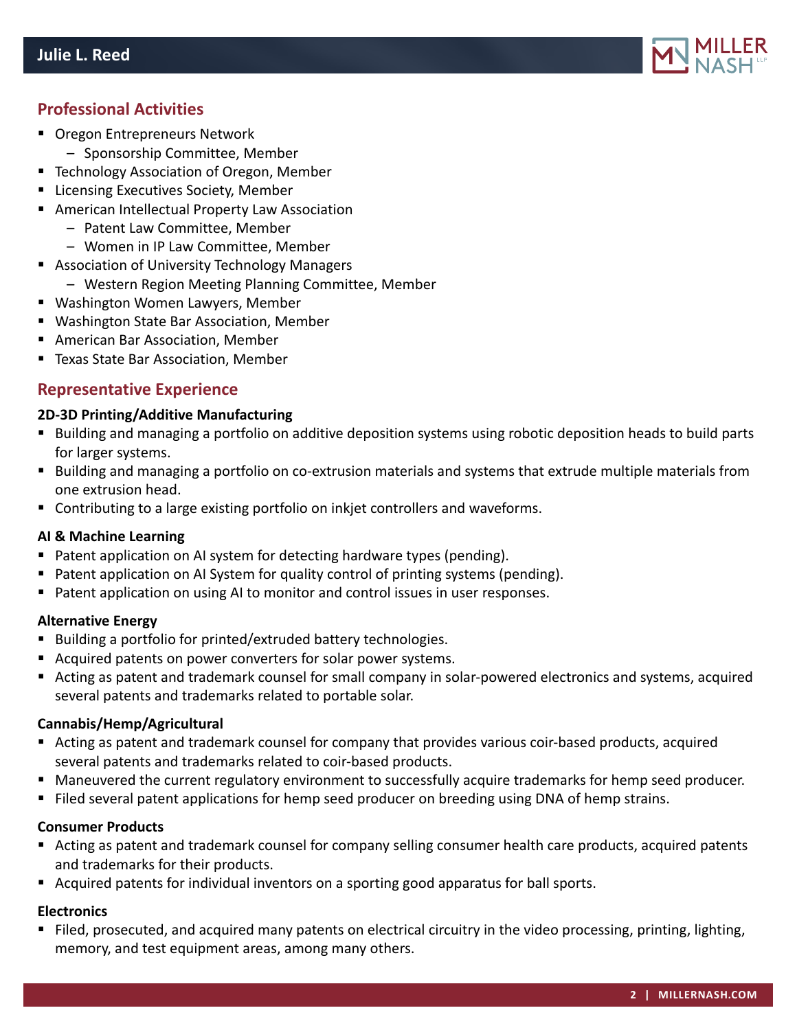## Professional Activities

- Oregon Entrepreneurs Network
  - Sponsorship Committee, Member
- Technology Association of Oregon, Member
- Licensing Executives Society, Member
- American Intellectual Property Law Association
  - Patent Law Committee, Member
  - Women in IP Law Committee, Member
- Association of University Technology Managers
  - Western Region Meeting Planning Committee, Member
- Washington Women Lawyers, Member
- Washington State Bar Association, Member
- American Bar Association, Member
- Texas State Bar Association, Member

## Representative Experience

**2D-3D Printing/Additive Manufacturing**

- Building and managing a portfolio on additive deposition systems using robotic deposition heads to build parts for larger systems.
- Building and managing a portfolio on co-extrusion materials and systems that extrude multiple materials from one extrusion head.
- Contributing to a large existing portfolio on inkjet controllers and waveforms.

**AI & Machine Learning**

- Patent application on AI system for detecting hardware types (pending).
- Patent application on AI System for quality control of printing systems (pending).
- Patent application on using AI to monitor and control issues in user responses.

**Alternative Energy**

- Building a portfolio for printed/extruded battery technologies.
- Acquired patents on power converters for solar power systems.
- Acting as patent and trademark counsel for small company in solar-powered electronics and systems, acquired several patents and trademarks related to portable solar.

**Cannabis/Hemp/Agricultural**

- Acting as patent and trademark counsel for company that provides various coir-based products, acquired several patents and trademarks related to coir-based products.
- Maneuvered the current regulatory environment to successfully acquire trademarks for hemp seed producer.
- Filed several patent applications for hemp seed producer on breeding using DNA of hemp strains.

**Consumer Products**

- Acting as patent and trademark counsel for company selling consumer health care products, acquired patents and trademarks for their products.
- Acquired patents for individual inventors on a sporting good apparatus for ball sports.

**Electronics**

- Filed, prosecuted, and acquired many patents on electrical circuitry in the video processing, printing, lighting, memory, and test equipment areas, among many others.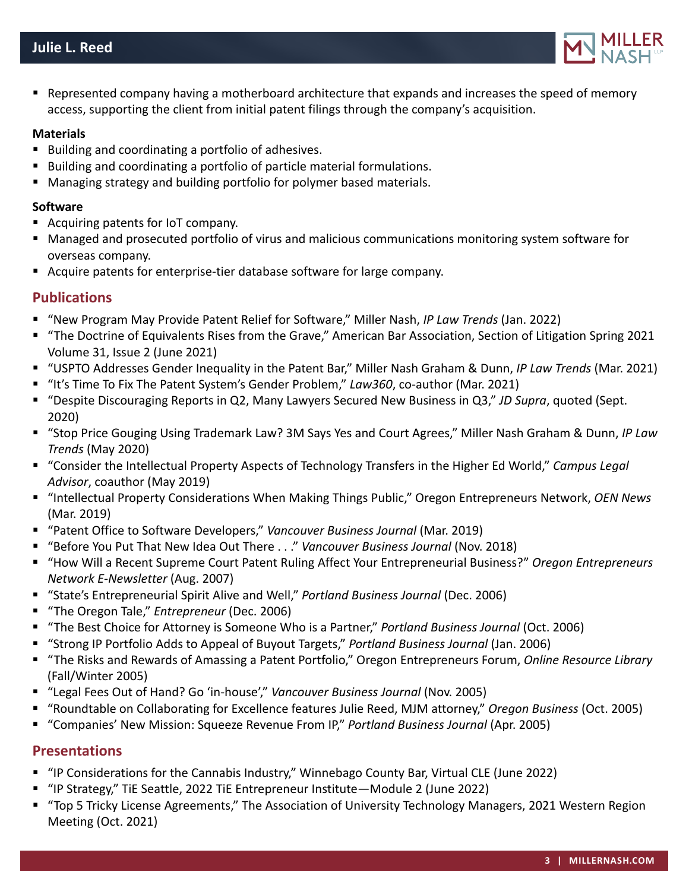- Represented company having a motherboard architecture that expands and increases the speed of memory access, supporting the client from initial patent filings through the company's acquisition.

**Materials**

- Building and coordinating a portfolio of adhesives.
- Building and coordinating a portfolio of particle material formulations.
- Managing strategy and building portfolio for polymer based materials.

**Software**

- Acquiring patents for IoT company.
- Managed and prosecuted portfolio of virus and malicious communications monitoring system software for overseas company.
- Acquire patents for enterprise-tier database software for large company.

## Publications

- "New Program May Provide Patent Relief for Software," Miller Nash, *IP Law Trends* (Jan. 2022)
- "The Doctrine of Equivalents Rises from the Grave," American Bar Association, Section of Litigation Spring 2021 Volume 31, Issue 2 (June 2021)
- "USPTO Addresses Gender Inequality in the Patent Bar," Miller Nash Graham & Dunn, *IP Law Trends* (Mar. 2021)
- "It's Time To Fix The Patent System's Gender Problem," *Law360*, co-author (Mar. 2021)
- "Despite Discouraging Reports in Q2, Many Lawyers Secured New Business in Q3," *JD Supra*, quoted (Sept. 2020)
- "Stop Price Gouging Using Trademark Law? 3M Says Yes and Court Agrees," Miller Nash Graham & Dunn, *IP Law Trends* (May 2020)
- "Consider the Intellectual Property Aspects of Technology Transfers in the Higher Ed World," *Campus Legal Advisor*, coauthor (May 2019)
- "Intellectual Property Considerations When Making Things Public," Oregon Entrepreneurs Network, *OEN News* (Mar. 2019)
- "Patent Office to Software Developers," *Vancouver Business Journal* (Mar. 2019)
- "Before You Put That New Idea Out There . . ." *Vancouver Business Journal* (Nov. 2018)
- "How Will a Recent Supreme Court Patent Ruling Affect Your Entrepreneurial Business?" *Oregon Entrepreneurs Network E-Newsletter* (Aug. 2007)
- "State's Entrepreneurial Spirit Alive and Well," *Portland Business Journal* (Dec. 2006)
- "The Oregon Tale," *Entrepreneur* (Dec. 2006)
- "The Best Choice for Attorney is Someone Who is a Partner," *Portland Business Journal* (Oct. 2006)
- "Strong IP Portfolio Adds to Appeal of Buyout Targets," *Portland Business Journal* (Jan. 2006)
- "The Risks and Rewards of Amassing a Patent Portfolio," Oregon Entrepreneurs Forum, *Online Resource Library* (Fall/Winter 2005)
- "Legal Fees Out of Hand? Go 'in-house'," *Vancouver Business Journal* (Nov. 2005)
- "Roundtable on Collaborating for Excellence features Julie Reed, MJM attorney," *Oregon Business* (Oct. 2005)
- "Companies' New Mission: Squeeze Revenue From IP," *Portland Business Journal* (Apr. 2005)

## Presentations

- "IP Considerations for the Cannabis Industry," Winnebago County Bar, Virtual CLE (June 2022)
- "IP Strategy," TiE Seattle, 2022 TiE Entrepreneur Institute—Module 2 (June 2022)
- "Top 5 Tricky License Agreements," The Association of University Technology Managers, 2021 Western Region Meeting (Oct. 2021)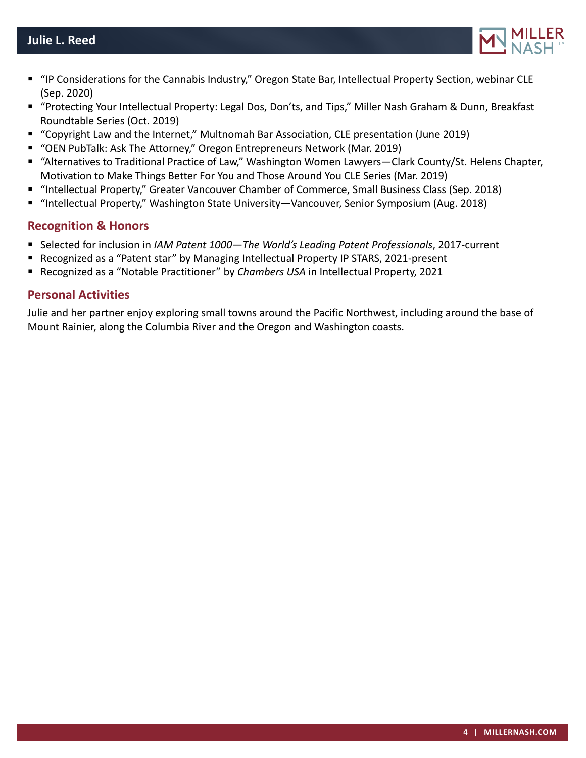- "IP Considerations for the Cannabis Industry," Oregon State Bar, Intellectual Property Section, webinar CLE (Sep. 2020)
- "Protecting Your Intellectual Property: Legal Dos, Don'ts, and Tips," Miller Nash Graham & Dunn, Breakfast Roundtable Series (Oct. 2019)
- "Copyright Law and the Internet," Multnomah Bar Association, CLE presentation (June 2019)
- "OEN PubTalk: Ask The Attorney," Oregon Entrepreneurs Network (Mar. 2019)
- "Alternatives to Traditional Practice of Law," Washington Women Lawyers—Clark County/St. Helens Chapter, Motivation to Make Things Better For You and Those Around You CLE Series (Mar. 2019)
- "Intellectual Property," Greater Vancouver Chamber of Commerce, Small Business Class (Sep. 2018)
- "Intellectual Property," Washington State University—Vancouver, Senior Symposium (Aug. 2018)

## Recognition & Honors

- Selected for inclusion in *IAM Patent 1000—The World's Leading Patent Professionals*, 2017-current
- Recognized as a "Patent star" by Managing Intellectual Property IP STARS, 2021-present
- Recognized as a "Notable Practitioner" by *Chambers USA* in Intellectual Property, 2021

## Personal Activities

Julie and her partner enjoy exploring small towns around the Pacific Northwest, including around the base of Mount Rainier, along the Columbia River and the Oregon and Washington coasts.